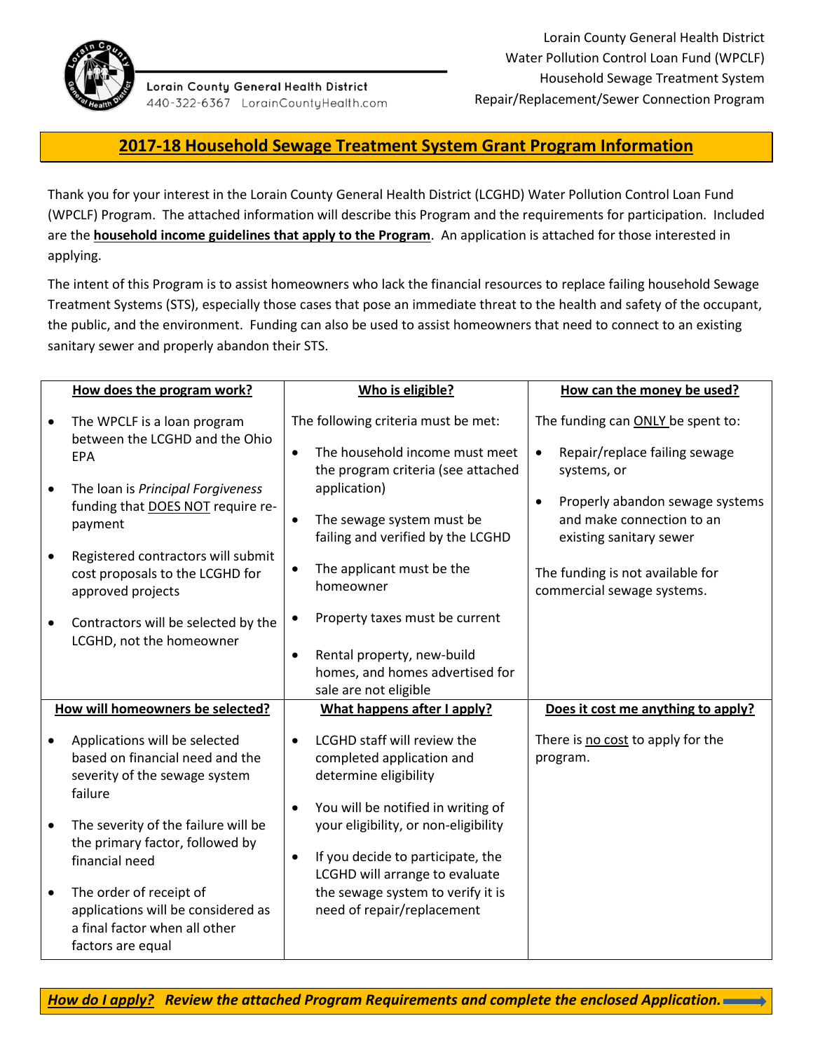Lorain County General Health District
440-322-6367 LorainCountyHealth.com

Lorain County General Health District
Water Pollution Control Loan Fund (WPCLF)
Household Sewage Treatment System
Repair/Replacement/Sewer Connection Program

# 2017-18 Household Sewage Treatment System Grant Program Information

Thank you for your interest in the Lorain County General Health District (LCGHD) Water Pollution Control Loan Fund (WPCLF) Program. The attached information will describe this Program and the requirements for participation. Included are the **household income guidelines that apply to the Program**. An application is attached for those interested in applying.

The intent of this Program is to assist homeowners who lack the financial resources to replace failing household Sewage Treatment Systems (STS), especially those cases that pose an immediate threat to the health and safety of the occupant, the public, and the environment. Funding can also be used to assist homeowners that need to connect to an existing sanitary sewer and properly abandon their STS.

## How does the program work?

- The WPCLF is a loan program between the LCGHD and the Ohio EPA
- The loan is *Principal Forgiveness* funding that DOES NOT require re-payment
- Registered contractors will submit cost proposals to the LCGHD for approved projects
- Contractors will be selected by the LCGHD, not the homeowner

## Who is eligible?

The following criteria must be met:

- The household income must meet the program criteria (see attached application)
- The sewage system must be failing and verified by the LCGHD
- The applicant must be the homeowner
- Property taxes must be current
- Rental property, new-build homes, and homes advertised for sale are not eligible

## How can the money be used?

The funding can ONLY be spent to:

- Repair/replace failing sewage systems, or
- Properly abandon sewage systems and make connection to an existing sanitary sewer

The funding is not available for commercial sewage systems.

## How will homeowners be selected?

- Applications will be selected based on financial need and the severity of the sewage system failure
- The severity of the failure will be the primary factor, followed by financial need
- The order of receipt of applications will be considered as a final factor when all other factors are equal

## What happens after I apply?

- LCGHD staff will review the completed application and determine eligibility
- You will be notified in writing of your eligibility, or non-eligibility
- If you decide to participate, the LCGHD will arrange to evaluate the sewage system to verify it is need of repair/replacement

## Does it cost me anything to apply?

There is no cost to apply for the program.

***How do I apply?* Review the attached Program Requirements and complete the enclosed Application.**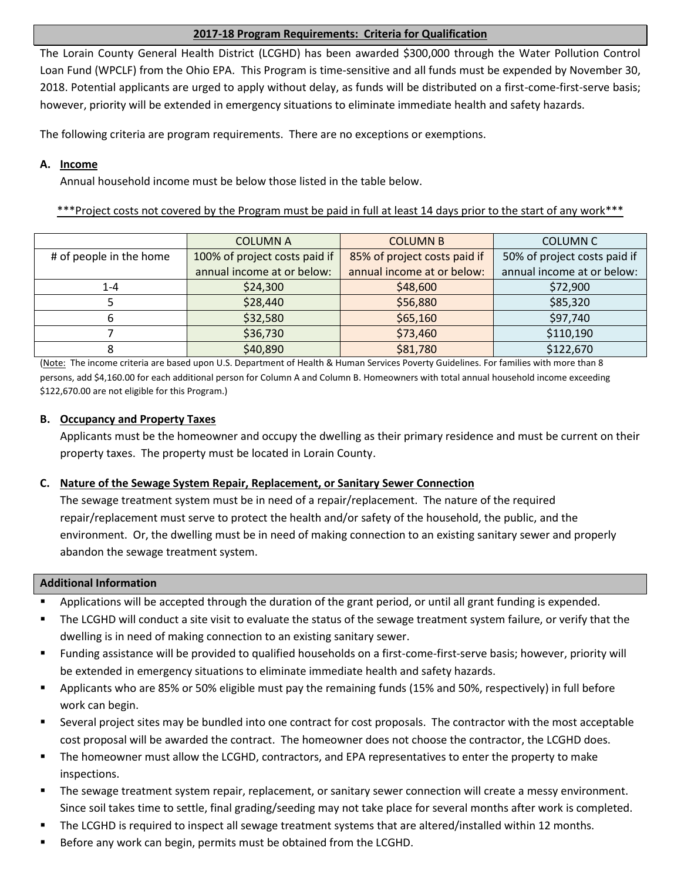## 2017-18 Program Requirements: Criteria for Qualification

The Lorain County General Health District (LCGHD) has been awarded $300,000 through the Water Pollution Control Loan Fund (WPCLF) from the Ohio EPA. This Program is time-sensitive and all funds must be expended by November 30, 2018. Potential applicants are urged to apply without delay, as funds will be distributed on a first-come-first-serve basis; however, priority will be extended in emergency situations to eliminate immediate health and safety hazards.

The following criteria are program requirements. There are no exceptions or exemptions.

### A. Income

Annual household income must be below those listed in the table below.

***Project costs not covered by the Program must be paid in full at least 14 days prior to the start of any work***

| # of people in the home | COLUMN A<br>100% of project costs paid if annual income at or below: | COLUMN B<br>85% of project costs paid if annual income at or below: | COLUMN C<br>50% of project costs paid if annual income at or below: |
|---|---|---|---|
| 1-4 | $24,300 | $48,600 | $72,900 |
| 5 | $28,440 | $56,880 | $85,320 |
| 6 | $32,580 | $65,160 | $97,740 |
| 7 | $36,730 | $73,460 | $110,190 |
| 8 | $40,890 | $81,780 | $122,670 |

(Note: The income criteria are based upon U.S. Department of Health & Human Services Poverty Guidelines. For families with more than 8 persons, add $4,160.00 for each additional person for Column A and Column B. Homeowners with total annual household income exceeding $122,670.00 are not eligible for this Program.)

### B. Occupancy and Property Taxes

Applicants must be the homeowner and occupy the dwelling as their primary residence and must be current on their property taxes. The property must be located in Lorain County.

### C. Nature of the Sewage System Repair, Replacement, or Sanitary Sewer Connection

The sewage treatment system must be in need of a repair/replacement. The nature of the required repair/replacement must serve to protect the health and/or safety of the household, the public, and the environment. Or, the dwelling must be in need of making connection to an existing sanitary sewer and properly abandon the sewage treatment system.

## Additional Information

- Applications will be accepted through the duration of the grant period, or until all grant funding is expended.
- The LCGHD will conduct a site visit to evaluate the status of the sewage treatment system failure, or verify that the dwelling is in need of making connection to an existing sanitary sewer.
- Funding assistance will be provided to qualified households on a first-come-first-serve basis; however, priority will be extended in emergency situations to eliminate immediate health and safety hazards.
- Applicants who are 85% or 50% eligible must pay the remaining funds (15% and 50%, respectively) in full before work can begin.
- Several project sites may be bundled into one contract for cost proposals. The contractor with the most acceptable cost proposal will be awarded the contract. The homeowner does not choose the contractor, the LCGHD does.
- The homeowner must allow the LCGHD, contractors, and EPA representatives to enter the property to make inspections.
- The sewage treatment system repair, replacement, or sanitary sewer connection will create a messy environment. Since soil takes time to settle, final grading/seeding may not take place for several months after work is completed.
- The LCGHD is required to inspect all sewage treatment systems that are altered/installed within 12 months.
- Before any work can begin, permits must be obtained from the LCGHD.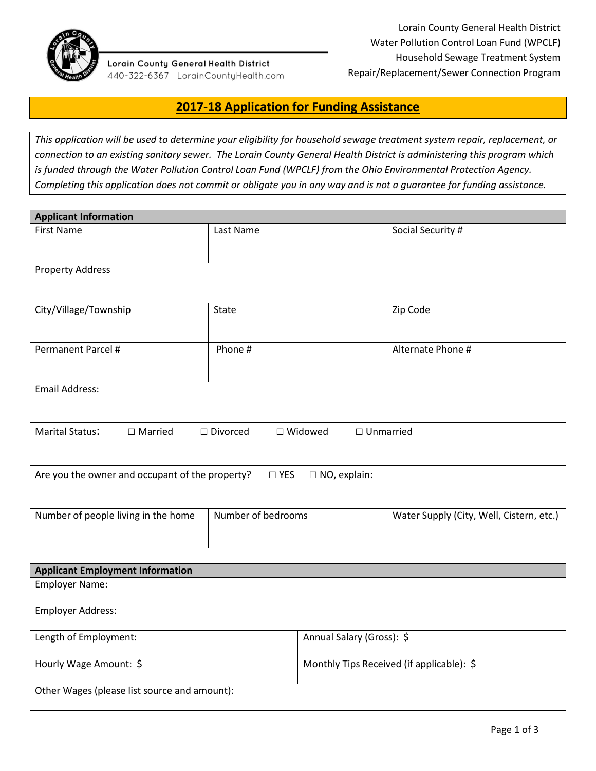Lorain County General Health District
440-322-6367 LorainCountyHealth.com

Lorain County General Health District
Water Pollution Control Loan Fund (WPCLF)
Household Sewage Treatment System
Repair/Replacement/Sewer Connection Program

# **2017-18 Application for Funding Assistance**

*This application will be used to determine your eligibility for household sewage treatment system repair, replacement, or connection to an existing sanitary sewer. The Lorain County General Health District is administering this program which is funded through the Water Pollution Control Loan Fund (WPCLF) from the Ohio Environmental Protection Agency. Completing this application does not commit or obligate you in any way and is not a guarantee for funding assistance.*

| **Applicant Information** | | |
|---|---|---|
| First Name | Last Name | Social Security # |
| Property Address | | |
| City/Village/Township | State | Zip Code |
| Permanent Parcel # | Phone # | Alternate Phone # |
| Email Address: | | |
| Marital Status: ☐ Married ☐ Divorced ☐ Widowed ☐ Unmarried | | |
| Are you the owner and occupant of the property? ☐ YES ☐ NO, explain: | | |
| Number of people living in the home | Number of bedrooms | Water Supply (City, Well, Cistern, etc.) |

| **Applicant Employment Information** | |
|---|---|
| Employer Name: | |
| Employer Address: | |
| Length of Employment: | Annual Salary (Gross): $ |
| Hourly Wage Amount: $ | Monthly Tips Received (if applicable): $ |
| Other Wages (please list source and amount): | |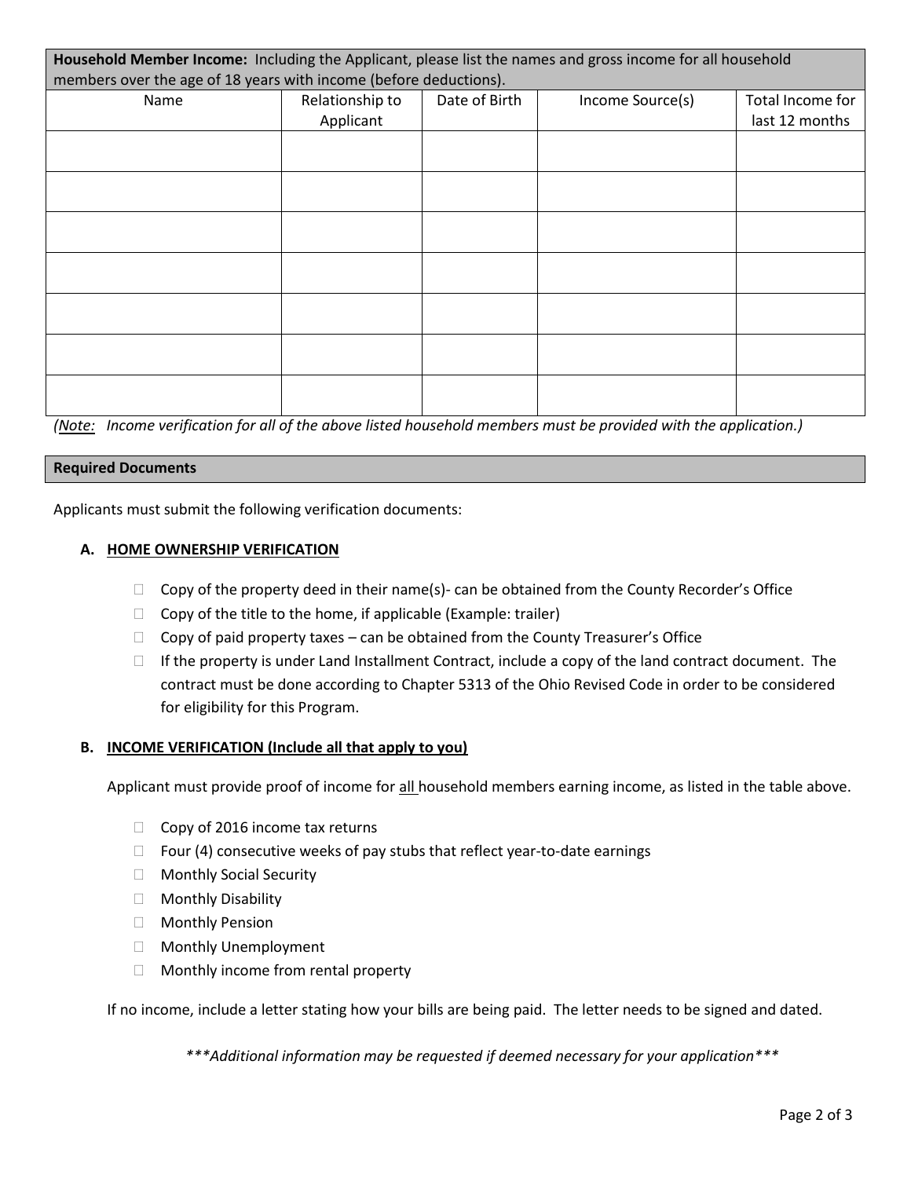| **Household Member Income:** Including the Applicant, please list the names and gross income for all household members over the age of 18 years with income (before deductions). | | | | |
|---|---|---|---|---|
| Name | Relationship to Applicant | Date of Birth | Income Source(s) | Total Income for last 12 months |
| | | | | |
| | | | | |
| | | | | |
| | | | | |
| | | | | |
| | | | | |
| | | | | |

*(Note: Income verification for all of the above listed household members must be provided with the application.)*

## Required Documents

Applicants must submit the following verification documents:

### A. HOME OWNERSHIP VERIFICATION

- ☐ Copy of the property deed in their name(s)- can be obtained from the County Recorder's Office
- ☐ Copy of the title to the home, if applicable (Example: trailer)
- ☐ Copy of paid property taxes – can be obtained from the County Treasurer's Office
- ☐ If the property is under Land Installment Contract, include a copy of the land contract document. The contract must be done according to Chapter 5313 of the Ohio Revised Code in order to be considered for eligibility for this Program.

### B. INCOME VERIFICATION (Include all that apply to you)

Applicant must provide proof of income for all household members earning income, as listed in the table above.

- ☐ Copy of 2016 income tax returns
- ☐ Four (4) consecutive weeks of pay stubs that reflect year-to-date earnings
- ☐ Monthly Social Security
- ☐ Monthly Disability
- ☐ Monthly Pension
- ☐ Monthly Unemployment
- ☐ Monthly income from rental property

If no income, include a letter stating how your bills are being paid. The letter needs to be signed and dated.

****Additional information may be requested if deemed necessary for your application****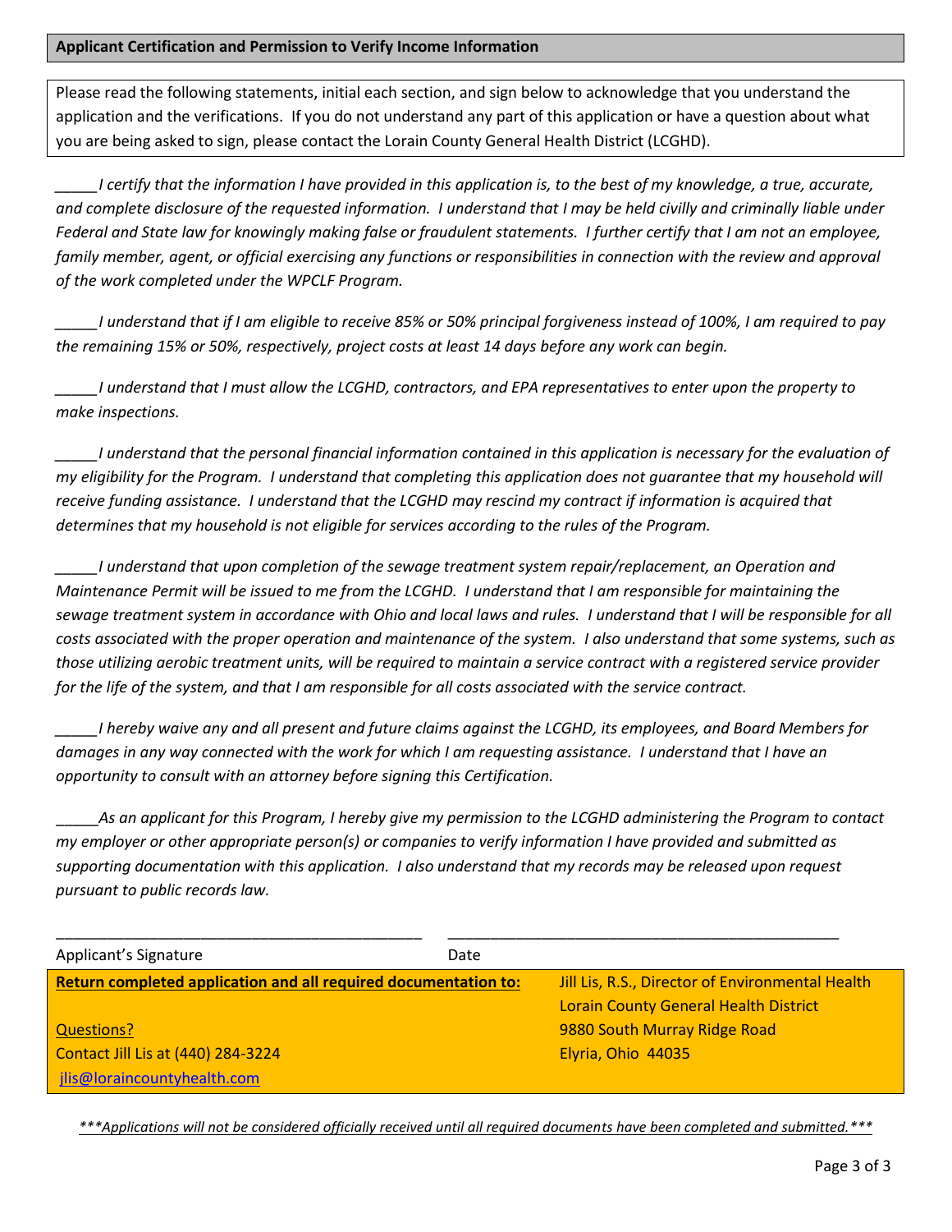## Applicant Certification and Permission to Verify Income Information

Please read the following statements, initial each section, and sign below to acknowledge that you understand the application and the verifications. If you do not understand any part of this application or have a question about what you are being asked to sign, please contact the Lorain County General Health District (LCGHD).

_____*I certify that the information I have provided in this application is, to the best of my knowledge, a true, accurate, and complete disclosure of the requested information. I understand that I may be held civilly and criminally liable under Federal and State law for knowingly making false or fraudulent statements. I further certify that I am not an employee, family member, agent, or official exercising any functions or responsibilities in connection with the review and approval of the work completed under the WPCLF Program.*

_____*I understand that if I am eligible to receive 85% or 50% principal forgiveness instead of 100%, I am required to pay the remaining 15% or 50%, respectively, project costs at least 14 days before any work can begin.*

_____*I understand that I must allow the LCGHD, contractors, and EPA representatives to enter upon the property to make inspections.*

_____*I understand that the personal financial information contained in this application is necessary for the evaluation of my eligibility for the Program. I understand that completing this application does not guarantee that my household will receive funding assistance. I understand that the LCGHD may rescind my contract if information is acquired that determines that my household is not eligible for services according to the rules of the Program.*

_____*I understand that upon completion of the sewage treatment system repair/replacement, an Operation and Maintenance Permit will be issued to me from the LCGHD. I understand that I am responsible for maintaining the sewage treatment system in accordance with Ohio and local laws and rules. I understand that I will be responsible for all costs associated with the proper operation and maintenance of the system. I also understand that some systems, such as those utilizing aerobic treatment units, will be required to maintain a service contract with a registered service provider for the life of the system, and that I am responsible for all costs associated with the service contract.*

_____*I hereby waive any and all present and future claims against the LCGHD, its employees, and Board Members for damages in any way connected with the work for which I am requesting assistance. I understand that I have an opportunity to consult with an attorney before signing this Certification.*

_____*As an applicant for this Program, I hereby give my permission to the LCGHD administering the Program to contact my employer or other appropriate person(s) or companies to verify information I have provided and submitted as supporting documentation with this application. I also understand that my records may be released upon request pursuant to public records law.*

_____________________________________________ _____________________________________________

Applicant's Signature Date

**Return completed application and all required documentation to:**

Jill Lis, R.S., Director of Environmental Health
Lorain County General Health District
9880 South Murray Ridge Road
Elyria, Ohio 44035

Questions?
Contact Jill Lis at (440) 284-3224
jlis@loraincountyhealth.com

****Applications will not be considered officially received until all required documents have been completed and submitted.****